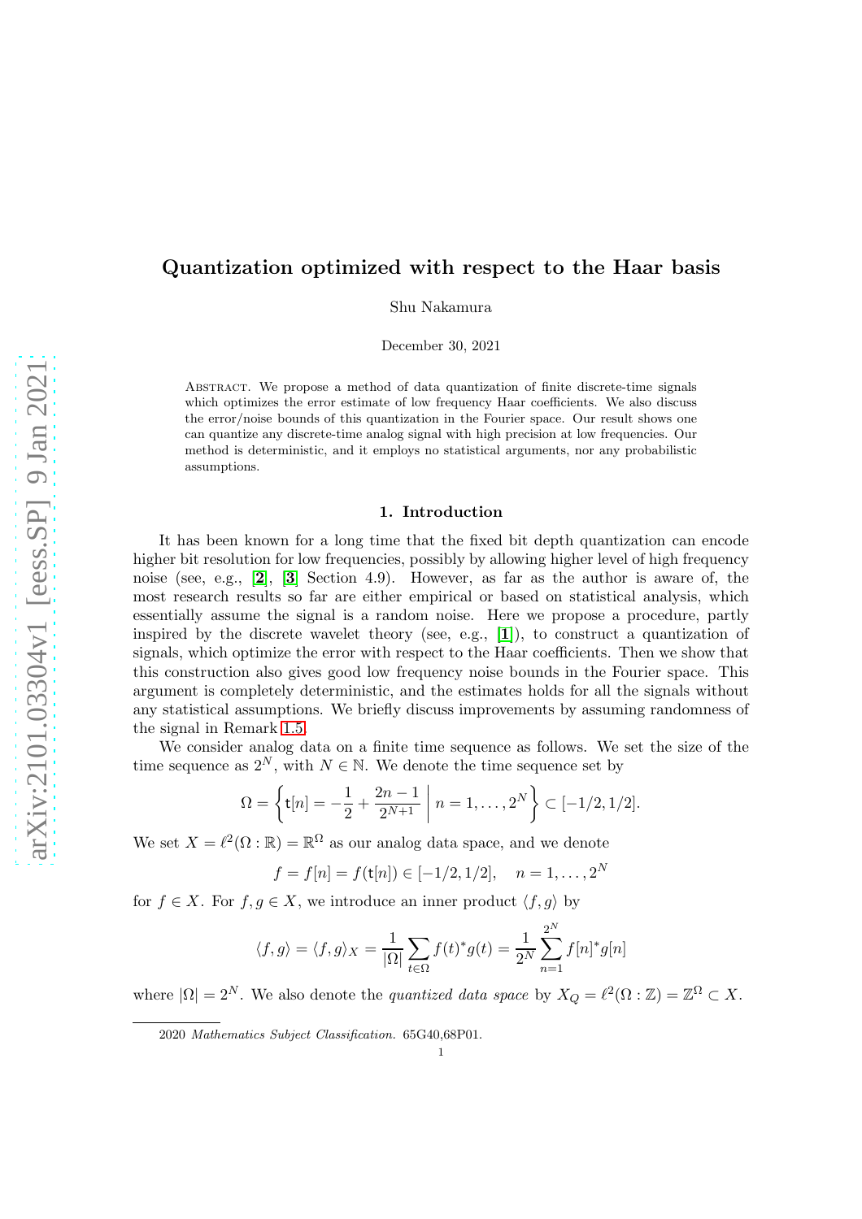# Quantization optimized with respect to the Haar basis

Shu Nakamura

December 30, 2021

Abstract. We propose a method of data quantization of finite discrete-time signals which optimizes the error estimate of low frequency Haar coefficients. We also discuss the error/noise bounds of this quantization in the Fourier space. Our result shows one can quantize any discrete-time analog signal with high precision at low frequencies. Our method is deterministic, and it employs no statistical arguments, nor any probabilistic assumptions.

## 1. Introduction

It has been known for a long time that the fixed bit depth quantization can encode higher bit resolution for low frequencies, possibly by allowing higher level of high frequency noise (see, e.g., [2], [3] Section 4.9). However, as far as the author is aware of, the most research results so far are either empirical or based on statistical analysis, which essentially assume the signal is a random noise. Here we propose a procedure, partly inspired by the discrete wavelet theory (see, e.g., [1]), to construct a quantization of signals, which optimize the error with respect to the Haar coefficients. Then we show that this construction also gives good low frequency noise bounds in the Fourier space. This argument is completely deterministic, and the estimates holds for all the signals without any statistical assumptions. We briefly discuss improvements by assuming randomness of the signal in Remark 1.5.

We consider analog data on a finite time sequence as follows. We set the size of the time sequence as $2^N$, with $N \in \mathbb{N}$. We denote the time sequence set by

$$\Omega = \left\{ \mathsf{t}[n] = -\frac{1}{2} + \frac{2n-1}{2^{N+1}} \;\middle|\; n = 1, \dots, 2^N \right\} \subset [-1/2, 1/2].$$

We set $X = \ell^2(\Omega : \mathbb{R}) = \mathbb{R}^\Omega$ as our analog data space, and we denote

$$f = f[n] = f(\mathsf{t}[n]) \in [-1/2, 1/2], \quad n = 1, \dots, 2^N$$

for $f \in X$. For $f, g \in X$, we introduce an inner product $\langle f, g \rangle$ by

$$\langle f, g \rangle = \langle f, g \rangle_X = \frac{1}{|\Omega|} \sum_{t \in \Omega} f(t)^* g(t) = \frac{1}{2^N} \sum_{n=1}^{2^N} f[n]^* g[n]$$

where $|\Omega| = 2^N$. We also denote the *quantized data space* by $X_Q = \ell^2(\Omega : \mathbb{Z}) = \mathbb{Z}^\Omega \subset X$.

2020 *Mathematics Subject Classification.* 65G40,68P01.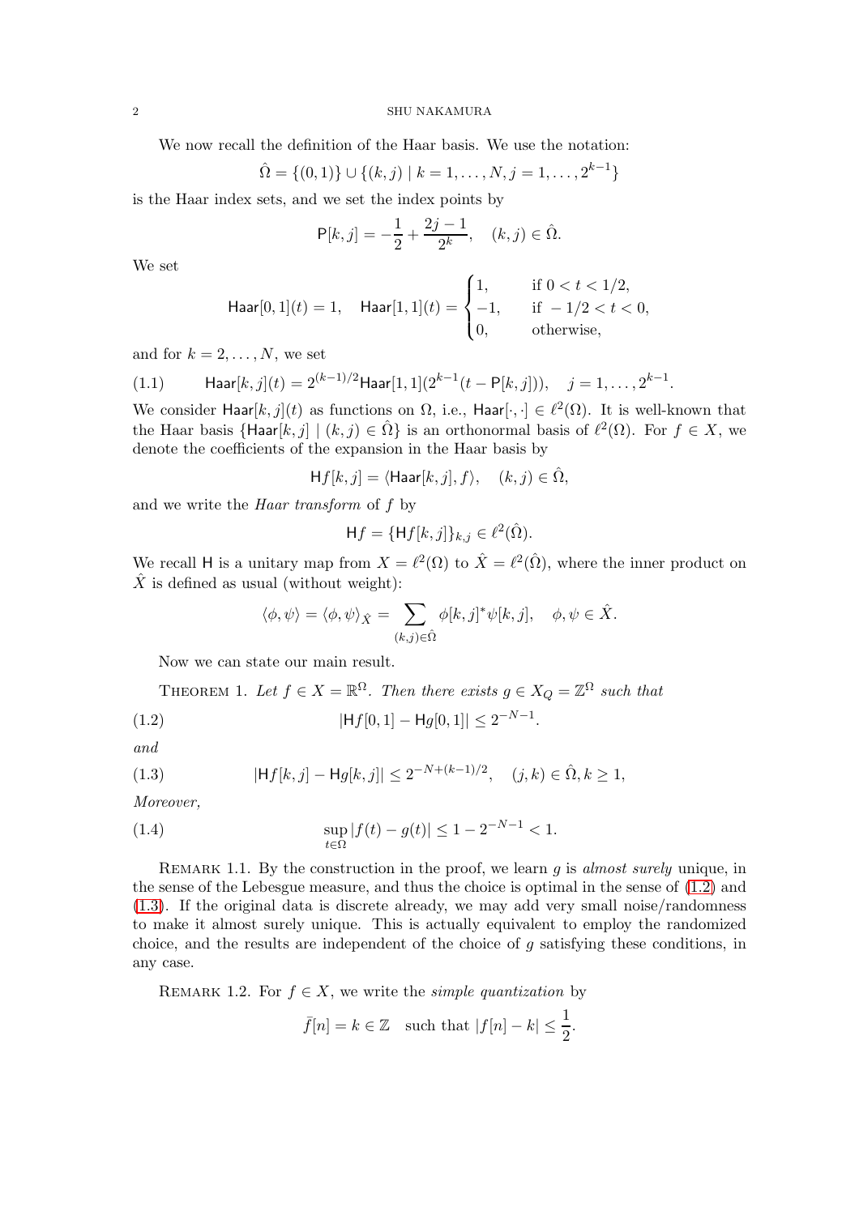We now recall the definition of the Haar basis. We use the notation:

$$\hat{\Omega} = \{(0,1)\} \cup \{(k,j) \mid k = 1, \dots, N, j = 1, \dots, 2^{k-1}\}$$

is the Haar index sets, and we set the index points by

$$\mathsf{P}[k,j] = -\frac{1}{2} + \frac{2j-1}{2^k}, \quad (k,j) \in \hat{\Omega}.$$

We set

$$\mathsf{Haar}[0,1](t) = 1, \quad \mathsf{Haar}[1,1](t) = \begin{cases} 1, & \text{if } 0 < t < 1/2, \\ -1, & \text{if } -1/2 < t < 0, \\ 0, & \text{otherwise,} \end{cases}$$

and for $k = 2, \dots, N$, we set

$$\mathsf{Haar}[k,j](t) = 2^{(k-1)/2} \mathsf{Haar}[1,1](2^{k-1}(t - \mathsf{P}[k,j])), \quad j = 1, \dots, 2^{k-1}. \tag{1.1}$$

We consider $\mathsf{Haar}[k,j](t)$ as functions on $\Omega$, i.e., $\mathsf{Haar}[\cdot,\cdot] \in \ell^2(\Omega)$. It is well-known that the Haar basis $\{\mathsf{Haar}[k,j] \mid (k,j) \in \hat{\Omega}\}$ is an orthonormal basis of $\ell^2(\Omega)$. For $f \in X$, we denote the coefficients of the expansion in the Haar basis by

$$\mathsf{H}f[k,j] = \langle \mathsf{Haar}[k,j], f \rangle, \quad (k,j) \in \hat{\Omega},$$

and we write the *Haar transform* of $f$ by

$$\mathsf{H}f = \{\mathsf{H}f[k,j]\}_{k,j} \in \ell^2(\hat{\Omega}).$$

We recall $\mathsf{H}$ is a unitary map from $X = \ell^2(\Omega)$ to $\hat{X} = \ell^2(\hat{\Omega})$, where the inner product on $\hat{X}$ is defined as usual (without weight):

$$\langle \phi, \psi \rangle = \langle \phi, \psi \rangle_{\hat{X}} = \sum_{(k,j) \in \hat{\Omega}} \phi[k,j]^* \psi[k,j], \quad \phi, \psi \in \hat{X}.$$

Now we can state our main result.

THEOREM 1. *Let $f \in X = \mathbb{R}^\Omega$. Then there exists $g \in X_Q = \mathbb{Z}^\Omega$ such that*

$$|\mathsf{H}f[0,1] - \mathsf{H}g[0,1]| \le 2^{-N-1}. \tag{1.2}$$

*and*

$$|\mathsf{H}f[k,j] - \mathsf{H}g[k,j]| \le 2^{-N+(k-1)/2}, \quad (j,k) \in \hat{\Omega}, k \ge 1, \tag{1.3}$$

*Moreover,*

$$\sup_{t \in \Omega} |f(t) - g(t)| \le 1 - 2^{-N-1} < 1. \tag{1.4}$$

REMARK 1.1. By the construction in the proof, we learn $g$ is *almost surely* unique, in the sense of the Lebesgue measure, and thus the choice is optimal in the sense of (1.2) and (1.3). If the original data is discrete already, we may add very small noise/randomness to make it almost surely unique. This is actually equivalent to employ the randomized choice, and the results are independent of the choice of $g$ satisfying these conditions, in any case.

REMARK 1.2. For $f \in X$, we write the *simple quantization* by

$$\bar{f}[n] = k \in \mathbb{Z} \quad \text{such that } |f[n] - k| \le \frac{1}{2}.$$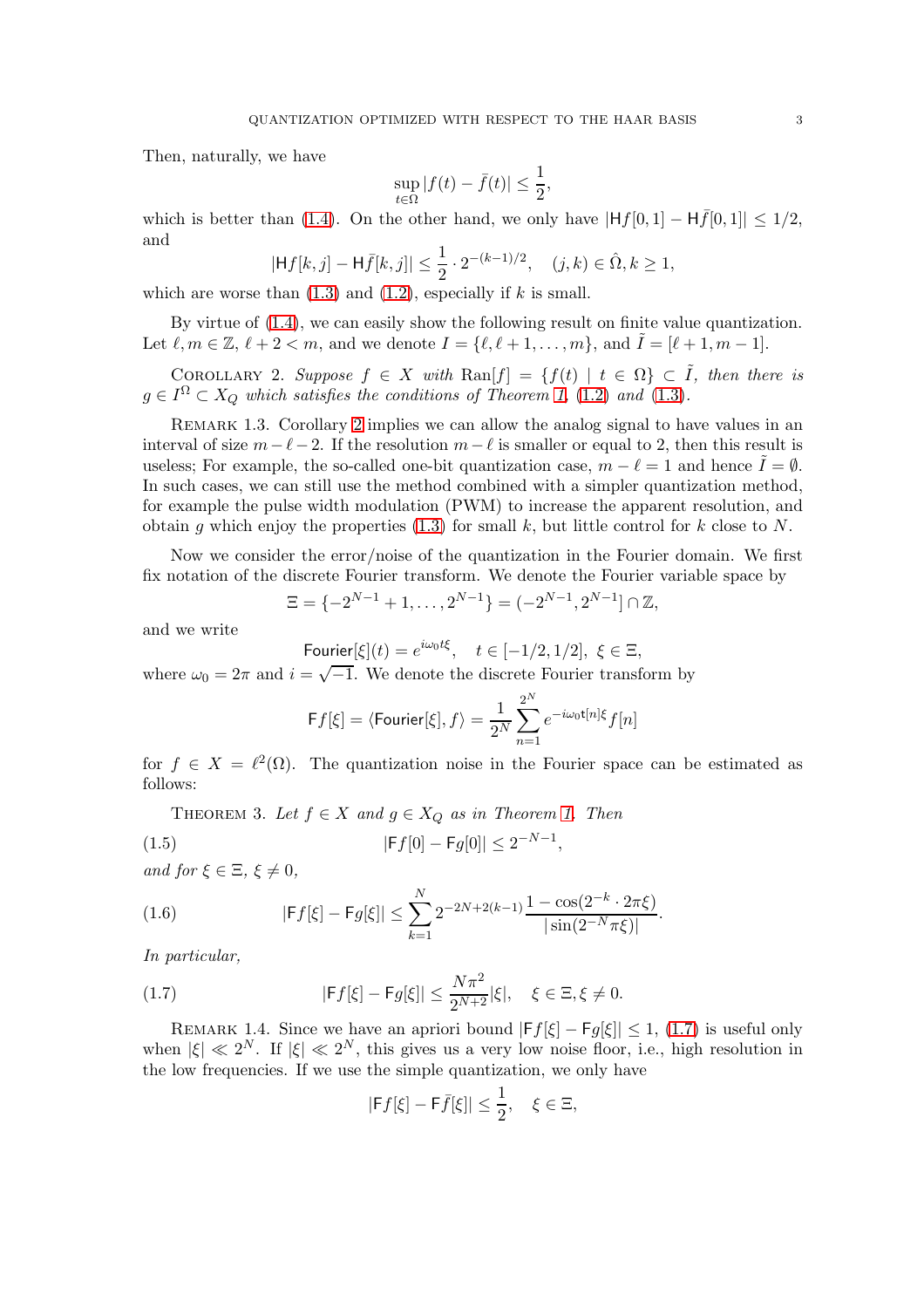Then, naturally, we have

$$\sup_{t\in\Omega} |f(t) - \bar{f}(t)| \le \frac{1}{2},$$

which is better than (1.4). On the other hand, we only have $|\mathsf{H}f[0,1] - \mathsf{H}\bar{f}[0,1]| \le 1/2$, and

$$|\mathsf{H}f[k,j] - \mathsf{H}\bar{f}[k,j]| \le \frac{1}{2} \cdot 2^{-(k-1)/2}, \quad (j,k) \in \hat{\Omega}, k \ge 1,$$

which are worse than (1.3) and (1.2), especially if $k$ is small.

By virtue of (1.4), we can easily show the following result on finite value quantization. Let $\ell, m \in \mathbb{Z}$, $\ell + 2 < m$, and we denote $I = \{\ell, \ell+1, \dots, m\}$, and $\tilde{I} = [\ell+1, m-1]$.

Corollary 2. *Suppose $f \in X$ with $\mathrm{Ran}[f] = \{f(t) \mid t \in \Omega\} \subset \tilde{I}$, then there is $g \in I^\Omega \subset X_Q$ which satisfies the conditions of Theorem 1, (1.2) and (1.3).*

Remark 1.3. Corollary 2 implies we can allow the analog signal to have values in an interval of size $m - \ell - 2$. If the resolution $m - \ell$ is smaller or equal to 2, then this result is useless; For example, the so-called one-bit quantization case, $m - \ell = 1$ and hence $\tilde{I} = \emptyset$. In such cases, we can still use the method combined with a simpler quantization method, for example the pulse width modulation (PWM) to increase the apparent resolution, and obtain $g$ which enjoy the properties (1.3) for small $k$, but little control for $k$ close to $N$.

Now we consider the error/noise of the quantization in the Fourier domain. We first fix notation of the discrete Fourier transform. We denote the Fourier variable space by

$$\Xi = \{-2^{N-1}+1, \dots, 2^{N-1}\} = (-2^{N-1}, 2^{N-1}] \cap \mathbb{Z},$$

and we write

$$\mathsf{Fourier}[\xi](t) = e^{i\omega_0 t\xi}, \quad t \in [-1/2, 1/2],\ \xi \in \Xi,$$

where $\omega_0 = 2\pi$ and $i = \sqrt{-1}$. We denote the discrete Fourier transform by

$$\mathsf{F}f[\xi] = \langle \mathsf{Fourier}[\xi], f \rangle = \frac{1}{2^N} \sum_{n=1}^{2^N} e^{-i\omega_0 \mathsf{t}[n]\xi} f[n]$$

for $f \in X = \ell^2(\Omega)$. The quantization noise in the Fourier space can be estimated as follows:

Theorem 3. *Let $f \in X$ and $g \in X_Q$ as in Theorem 1. Then*

$$|\mathsf{F}f[0] - \mathsf{F}g[0]| \le 2^{-N-1}, \tag{1.5}$$

*and for $\xi \in \Xi$, $\xi \ne 0$,*

$$|\mathsf{F}f[\xi] - \mathsf{F}g[\xi]| \le \sum_{k=1}^{N} 2^{-2N+2(k-1)} \frac{1 - \cos(2^{-k} \cdot 2\pi\xi)}{|\sin(2^{-N}\pi\xi)|}. \tag{1.6}$$

*In particular,*

$$|\mathsf{F}f[\xi] - \mathsf{F}g[\xi]| \le \frac{N\pi^2}{2^{N+2}} |\xi|, \quad \xi \in \Xi, \xi \ne 0. \tag{1.7}$$

Remark 1.4. Since we have an apriori bound $|\mathsf{F}f[\xi] - \mathsf{F}g[\xi]| \le 1$, (1.7) is useful only when $|\xi| \ll 2^N$. If $|\xi| \ll 2^N$, this gives us a very low noise floor, i.e., high resolution in the low frequencies. If we use the simple quantization, we only have

$$|\mathsf{F}f[\xi] - \mathsf{F}\bar{f}[\xi]| \le \frac{1}{2}, \quad \xi \in \Xi,$$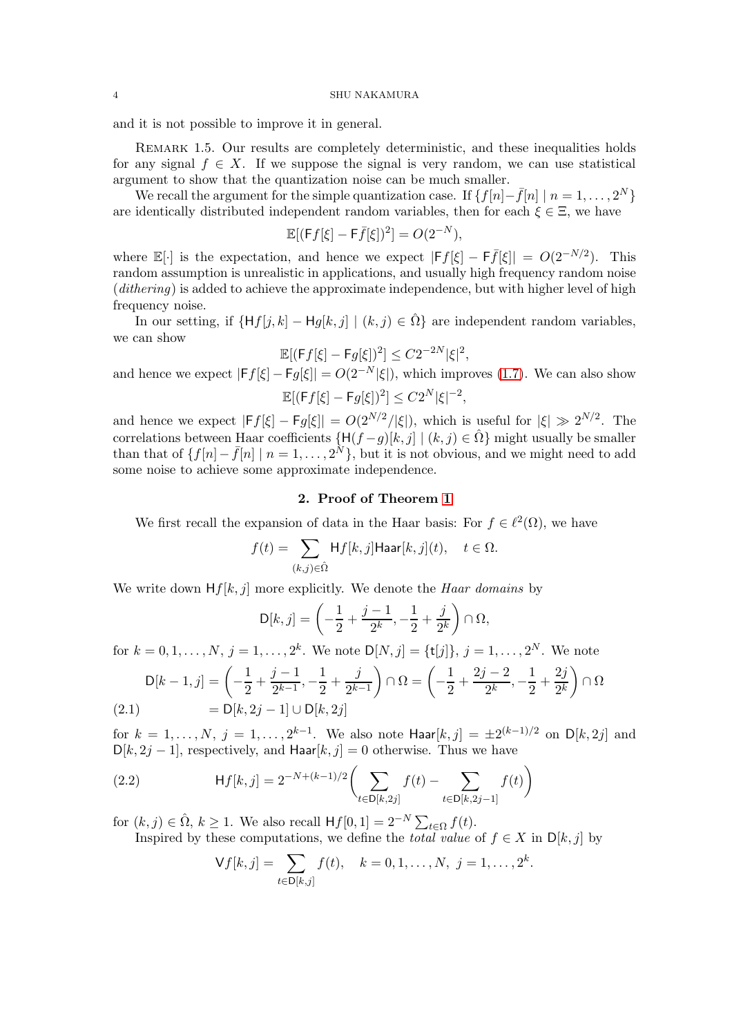and it is not possible to improve it in general.

Remark 1.5. Our results are completely deterministic, and these inequalities holds for any signal $f \in X$. If we suppose the signal is very random, we can use statistical argument to show that the quantization noise can be much smaller.

We recall the argument for the simple quantization case. If $\{f[n]-\bar{f}[n] \mid n = 1, \dots, 2^N\}$ are identically distributed independent random variables, then for each $\xi \in \Xi$, we have

$$\mathbb{E}[(\mathsf{F}f[\xi] - \mathsf{F}\bar{f}[\xi])^2] = O(2^{-N}),$$

where $\mathbb{E}[\cdot]$ is the expectation, and hence we expect $|\mathsf{F}f[\xi] - \mathsf{F}\bar{f}[\xi]| = O(2^{-N/2})$. This random assumption is unrealistic in applications, and usually high frequency random noise (*dithering*) is added to achieve the approximate independence, but with higher level of high frequency noise.

In our setting, if $\{\mathsf{H}f[j,k] - \mathsf{H}g[k,j] \mid (k,j) \in \hat{\Omega}\}$ are independent random variables, we can show

$$\mathbb{E}[(\mathsf{F}f[\xi] - \mathsf{F}g[\xi])^2] \le C2^{-2N}|\xi|^2,$$

and hence we expect $|\mathsf{F}f[\xi] - \mathsf{F}g[\xi]| = O(2^{-N}|\xi|)$, which improves (1.7). We can also show

$$\mathbb{E}[(\mathsf{F}f[\xi] - \mathsf{F}g[\xi])^2] \le C2^{N}|\xi|^{-2},$$

and hence we expect $|\mathsf{F}f[\xi] - \mathsf{F}g[\xi]| = O(2^{N/2}/|\xi|)$, which is useful for $|\xi| \gg 2^{N/2}$. The correlations between Haar coefficients $\{\mathsf{H}(f-g)[k,j] \mid (k,j) \in \hat{\Omega}\}$ might usually be smaller than that of $\{f[n] - \bar{f}[n] \mid n = 1, \dots, 2^N\}$, but it is not obvious, and we might need to add some noise to achieve some approximate independence.

## 2. Proof of Theorem 1

We first recall the expansion of data in the Haar basis: For $f \in \ell^2(\Omega)$, we have

$$f(t) = \sum_{(k,j)\in\hat{\Omega}} \mathsf{H}f[k,j]\mathsf{Haar}[k,j](t), \quad t \in \Omega.$$

We write down $\mathsf{H}f[k,j]$ more explicitly. We denote the *Haar domains* by

$$\mathsf{D}[k,j] = \left(-\frac{1}{2} + \frac{j-1}{2^k}, -\frac{1}{2} + \frac{j}{2^k}\right) \cap \Omega,$$

for $k = 0, 1, \dots, N$, $j = 1, \dots, 2^k$. We note $\mathsf{D}[N,j] = \{\mathsf{t}[j]\}$, $j = 1, \dots, 2^N$. We note

$$\begin{aligned}\mathsf{D}[k-1,j] &= \left(-\frac{1}{2} + \frac{j-1}{2^{k-1}}, -\frac{1}{2} + \frac{j}{2^{k-1}}\right) \cap \Omega = \left(-\frac{1}{2} + \frac{2j-2}{2^k}, -\frac{1}{2} + \frac{2j}{2^k}\right) \cap \Omega \\ &= \mathsf{D}[k,2j-1] \cup \mathsf{D}[k,2j] \end{aligned} \tag{2.1}$$

for $k = 1, \dots, N$, $j = 1, \dots, 2^{k-1}$. We also note $\mathsf{Haar}[k,j] = \pm 2^{(k-1)/2}$ on $\mathsf{D}[k,2j]$ and $\mathsf{D}[k,2j-1]$, respectively, and $\mathsf{Haar}[k,j] = 0$ otherwise. Thus we have

$$\mathsf{H}f[k,j] = 2^{-N+(k-1)/2}\biggl(\sum_{t\in\mathsf{D}[k,2j]} f(t) - \sum_{t\in\mathsf{D}[k,2j-1]} f(t)\biggr) \tag{2.2}$$

for $(k,j) \in \hat{\Omega}$, $k \ge 1$. We also recall $\mathsf{H}f[0,1] = 2^{-N}\sum_{t\in\Omega} f(t)$.

Inspired by these computations, we define the *total value* of $f \in X$ in $\mathsf{D}[k,j]$ by

$$\mathsf{V}f[k,j] = \sum_{t\in\mathsf{D}[k,j]} f(t), \quad k = 0, 1, \dots, N, \ j = 1, \dots, 2^k.$$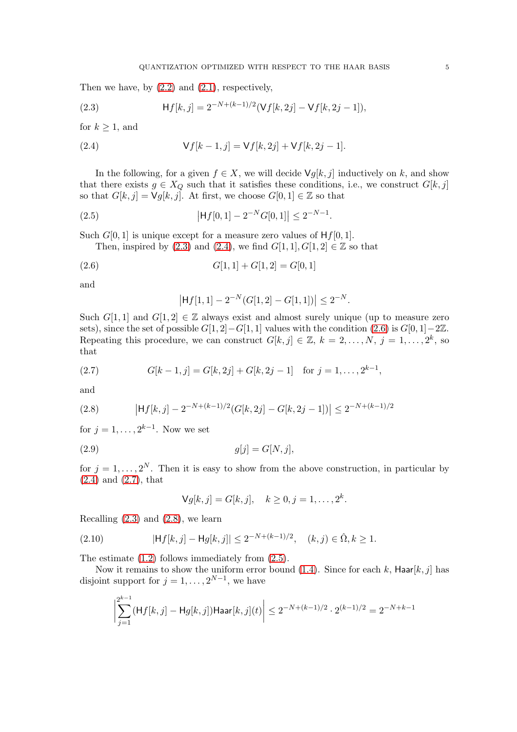Then we have, by (2.2) and (2.1), respectively,

$$\mathsf{H}f[k,j] = 2^{-N+(k-1)/2}(\mathsf{V}f[k,2j] - \mathsf{V}f[k,2j-1]), \tag{2.3}$$

for $k \geq 1$, and

$$\mathsf{V}f[k-1,j] = \mathsf{V}f[k,2j] + \mathsf{V}f[k,2j-1]. \tag{2.4}$$

In the following, for a given $f \in X$, we will decide $\mathsf{V}g[k,j]$ inductively on $k$, and show that there exists $g \in X_Q$ such that it satisfies these conditions, i.e., we construct $G[k,j]$ so that $G[k,j] = \mathsf{V}g[k,j]$. At first, we choose $G[0,1] \in \mathbb{Z}$ so that

$$\left|\mathsf{H}f[0,1] - 2^{-N}G[0,1]\right| \leq 2^{-N-1}. \tag{2.5}$$

Such $G[0,1]$ is unique except for a measure zero values of $\mathsf{H}f[0,1]$.

Then, inspired by (2.3) and (2.4), we find $G[1,1], G[1,2] \in \mathbb{Z}$ so that

$$G[1,1] + G[1,2] = G[0,1] \tag{2.6}$$

and

$$\left|\mathsf{H}f[1,1] - 2^{-N}(G[1,2] - G[1,1])\right| \leq 2^{-N}.$$

Such $G[1,1]$ and $G[1,2] \in \mathbb{Z}$ always exist and almost surely unique (up to measure zero sets), since the set of possible $G[1,2]-G[1,1]$ values with the condition (2.6) is $G[0,1]-2\mathbb{Z}$. Repeating this procedure, we can construct $G[k,j] \in \mathbb{Z}$, $k = 2, \ldots, N$, $j = 1, \ldots, 2^k$, so that

$$G[k-1,j] = G[k,2j] + G[k,2j-1] \quad \text{for } j = 1, \ldots, 2^{k-1}, \tag{2.7}$$

and

$$\left|\mathsf{H}f[k,j] - 2^{-N+(k-1)/2}(G[k,2j] - G[k,2j-1])\right| \leq 2^{-N+(k-1)/2} \tag{2.8}$$

for $j = 1, \ldots, 2^{k-1}$. Now we set

$$g[j] = G[N,j], \tag{2.9}$$

for $j = 1, \ldots, 2^N$. Then it is easy to show from the above construction, in particular by (2.4) and (2.7), that

$$\mathsf{V}g[k,j] = G[k,j], \quad k \geq 0, j = 1, \ldots, 2^k.$$

Recalling (2.3) and (2.8), we learn

$$|\mathsf{H}f[k,j] - \mathsf{H}g[k,j]| \leq 2^{-N+(k-1)/2}, \quad (k,j) \in \hat{\Omega}, k \geq 1. \tag{2.10}$$

The estimate (1.2) follows immediately from (2.5).

Now it remains to show the uniform error bound (1.4). Since for each $k$, $\mathsf{Haar}[k,j]$ has disjoint support for $j = 1, \ldots, 2^{N-1}$, we have

$$\left|\sum_{j=1}^{2^{k-1}} (\mathsf{H}f[k,j] - \mathsf{H}g[k,j])\mathsf{Haar}[k,j](t)\right| \leq 2^{-N+(k-1)/2} \cdot 2^{(k-1)/2} = 2^{-N+k-1}$$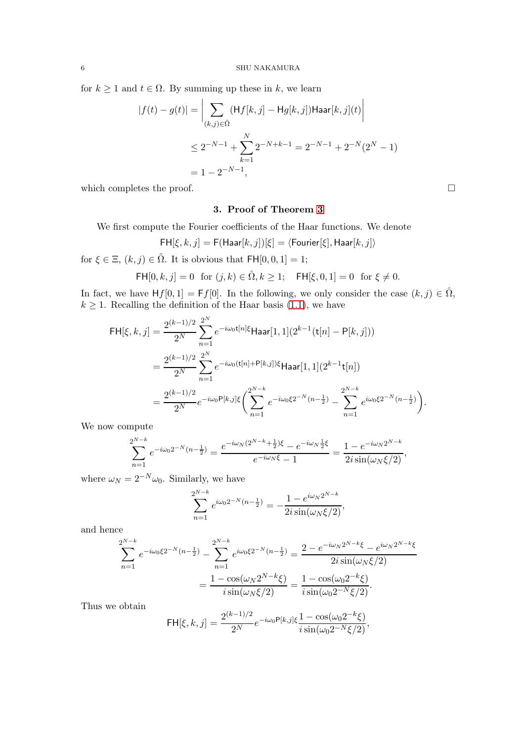for $k \geq 1$ and $t \in \Omega$. By summing up these in $k$, we learn

$$
\begin{aligned}
|f(t) - g(t)| &= \bigg| \sum_{(k,j)\in\hat{\Omega}} (\mathsf{H}f[k,j] - \mathsf{H}g[k,j])\mathsf{Haar}[k,j](t) \bigg| \\
&\leq 2^{-N-1} + \sum_{k=1}^{N} 2^{-N+k-1} = 2^{-N-1} + 2^{-N}(2^N - 1) \\
&= 1 - 2^{-N-1},
\end{aligned}
$$

which completes the proof. □

## 3. Proof of Theorem 3

We first compute the Fourier coefficients of the Haar functions. We denote

$$\mathsf{FH}[\xi,k,j] = \mathsf{F}(\mathsf{Haar}[k,j])[\xi] = \langle \mathsf{Fourier}[\xi], \mathsf{Haar}[k,j] \rangle$$

for $\xi \in \Xi$, $(k,j) \in \hat{\Omega}$. It is obvious that $\mathsf{FH}[0,0,1] = 1$;

$$\mathsf{FH}[0,k,j] = 0 \ \text{ for } (j,k) \in \hat{\Omega}, k \geq 1; \quad \mathsf{FH}[\xi,0,1] = 0 \ \text{ for } \xi \neq 0.$$

In fact, we have $\mathsf{H}f[0,1] = \mathsf{F}f[0]$. In the following, we only consider the case $(k,j) \in \hat{\Omega}$, $k \geq 1$. Recalling the definition of the Haar basis (1.1), we have

$$
\begin{aligned}
\mathsf{FH}[\xi,k,j] &= \frac{2^{(k-1)/2}}{2^N} \sum_{n=1}^{2^N} e^{-i\omega_0 \mathsf{t}[n]\xi} \mathsf{Haar}[1,1](2^{k-1}(\mathsf{t}[n] - \mathsf{P}[k,j])) \\
&= \frac{2^{(k-1)/2}}{2^N} \sum_{n=1}^{2^N} e^{-i\omega_0 (\mathsf{t}[n]+\mathsf{P}[k,j])\xi} \mathsf{Haar}[1,1](2^{k-1}\mathsf{t}[n]) \\
&= \frac{2^{(k-1)/2}}{2^N} e^{-i\omega_0 \mathsf{P}[k,j]\xi} \bigg( \sum_{n=1}^{2^{N-k}} e^{-i\omega_0 \xi 2^{-N}(n-\frac{1}{2})} - \sum_{n=1}^{2^{N-k}} e^{i\omega_0 \xi 2^{-N}(n-\frac{1}{2})} \bigg).
\end{aligned}
$$

We now compute

$$\sum_{n=1}^{2^{N-k}} e^{-i\omega_0 2^{-N}(n-\frac{1}{2})} = \frac{e^{-i\omega_N(2^{N-k}+\frac{1}{2})\xi} - e^{-i\omega_N \frac{1}{2}\xi}}{e^{-i\omega_N \xi} - 1} = \frac{1 - e^{-i\omega_N 2^{N-k}}}{2i\sin(\omega_N \xi/2)},$$

where $\omega_N = 2^{-N}\omega_0$. Similarly, we have

$$\sum_{n=1}^{2^{N-k}} e^{i\omega_0 2^{-N}(n-\frac{1}{2})} = -\frac{1 - e^{i\omega_N 2^{N-k}}}{2i\sin(\omega_N \xi/2)},$$

and hence

$$
\begin{aligned}
\sum_{n=1}^{2^{N-k}} e^{-i\omega_0 \xi 2^{-N}(n-\frac{1}{2})} - \sum_{n=1}^{2^{N-k}} e^{i\omega_0 \xi 2^{-N}(n-\frac{1}{2})} &= \frac{2 - e^{-i\omega_N 2^{N-k}\xi} - e^{i\omega_N 2^{N-k}\xi}}{2i\sin(\omega_N \xi/2)} \\
&= \frac{1 - \cos(\omega_N 2^{N-k}\xi)}{i\sin(\omega_N \xi/2)} = \frac{1 - \cos(\omega_0 2^{-k}\xi)}{i\sin(\omega_0 2^{-N}\xi/2)}.
\end{aligned}
$$

Thus we obtain

$$\mathsf{FH}[\xi,k,j] = \frac{2^{(k-1)/2}}{2^N} e^{-i\omega_0 \mathsf{P}[k,j]\xi} \frac{1 - \cos(\omega_0 2^{-k}\xi)}{i\sin(\omega_0 2^{-N}\xi/2)},$$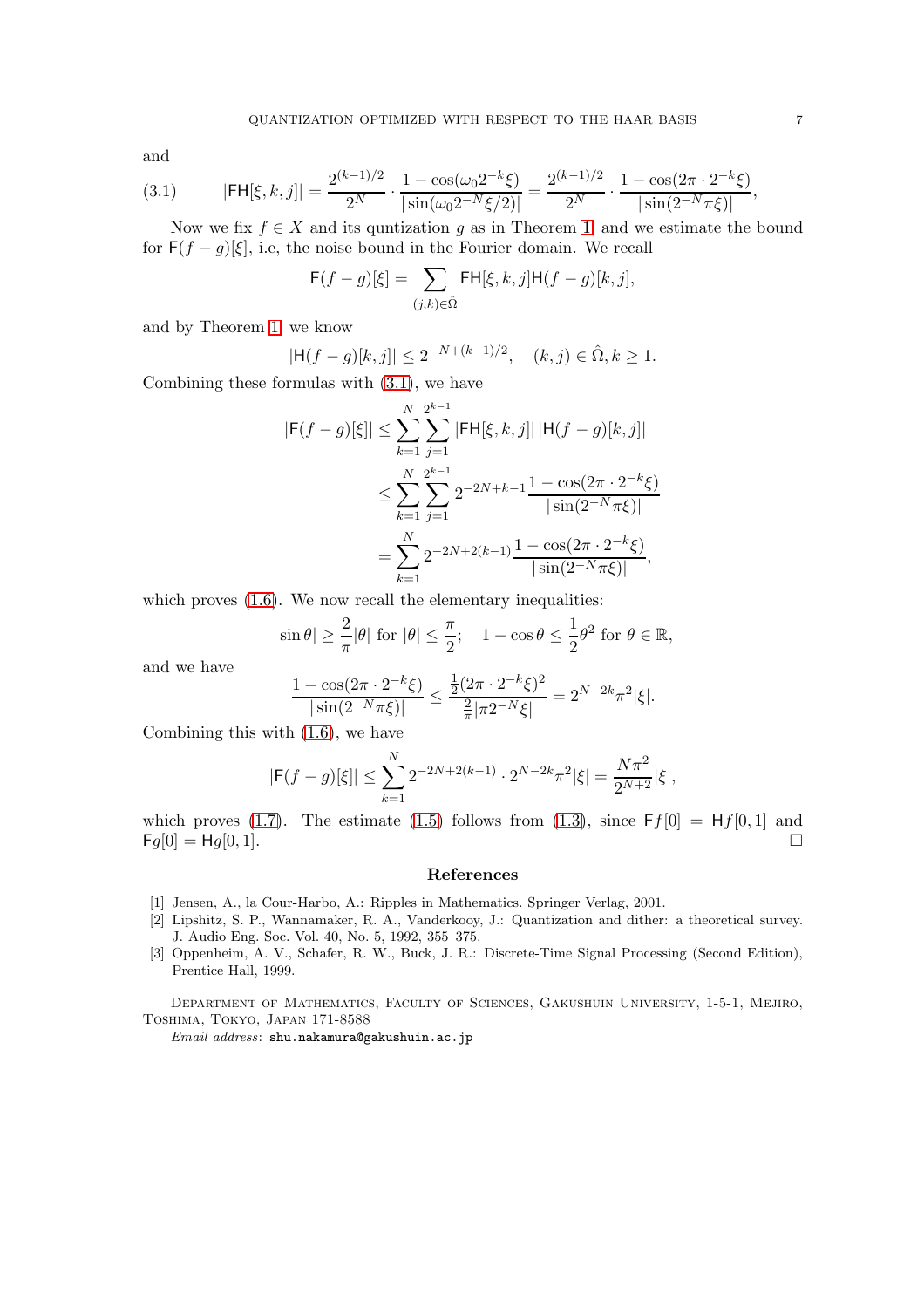and

$$
|\mathsf{FH}[\xi,k,j]| = \frac{2^{(k-1)/2}}{2^N}\cdot\frac{1-\cos(\omega_0 2^{-k}\xi)}{|\sin(\omega_0 2^{-N}\xi/2)|} = \frac{2^{(k-1)/2}}{2^N}\cdot\frac{1-\cos(2\pi\cdot 2^{-k}\xi)}{|\sin(2^{-N}\pi\xi)|}, \tag{3.1}
$$

Now we fix $f \in X$ and its quntization $g$ as in Theorem 1, and we estimate the bound for $\mathsf{F}(f-g)[\xi]$, i.e, the noise bound in the Fourier domain. We recall

$$
\mathsf{F}(f-g)[\xi] = \sum_{(j,k)\in\hat{\Omega}} \mathsf{FH}[\xi,k,j]\mathsf{H}(f-g)[k,j],
$$

and by Theorem 1, we know

$$
|\mathsf{H}(f-g)[k,j]| \leq 2^{-N+(k-1)/2}, \quad (k,j)\in\hat{\Omega}, k\geq 1.
$$

Combining these formulas with (3.1), we have

$$
\begin{aligned}
|\mathsf{F}(f-g)[\xi]| &\leq \sum_{k=1}^{N}\sum_{j=1}^{2^{k-1}} |\mathsf{FH}[\xi,k,j]|\,|\mathsf{H}(f-g)[k,j]| \\
&\leq \sum_{k=1}^{N}\sum_{j=1}^{2^{k-1}} 2^{-2N+k-1}\frac{1-\cos(2\pi\cdot 2^{-k}\xi)}{|\sin(2^{-N}\pi\xi)|} \\
&= \sum_{k=1}^{N} 2^{-2N+2(k-1)}\frac{1-\cos(2\pi\cdot 2^{-k}\xi)}{|\sin(2^{-N}\pi\xi)|},
\end{aligned}
$$

which proves (1.6). We now recall the elementary inequalities:

$$
|\sin\theta| \geq \frac{2}{\pi}|\theta| \text{ for } |\theta|\leq\frac{\pi}{2}; \quad 1-\cos\theta \leq \frac{1}{2}\theta^2 \text{ for } \theta\in\mathbb{R},
$$

and we have

$$
\frac{1-\cos(2\pi\cdot 2^{-k}\xi)}{|\sin(2^{-N}\pi\xi)|} \leq \frac{\frac{1}{2}(2\pi\cdot 2^{-k}\xi)^2}{\frac{2}{\pi}|\pi 2^{-N}\xi|} = 2^{N-2k}\pi^2|\xi|.
$$

Combining this with (1.6), we have

$$
|\mathsf{F}(f-g)[\xi]| \leq \sum_{k=1}^{N} 2^{-2N+2(k-1)}\cdot 2^{N-2k}\pi^2|\xi| = \frac{N\pi^2}{2^{N+2}}|\xi|,
$$

which proves (1.7). The estimate (1.5) follows from (1.3), since $\mathsf{F}f[0] = \mathsf{H}f[0,1]$ and $\mathsf{F}g[0] = \mathsf{H}g[0,1]$. □

## References

[1] Jensen, A., la Cour-Harbo, A.: Ripples in Mathematics. Springer Verlag, 2001.

[2] Lipshitz, S. P., Wannamaker, R. A., Vanderkooy, J.: Quantization and dither: a theoretical survey. J. Audio Eng. Soc. Vol. 40, No. 5, 1992, 355–375.

[3] Oppenheim, A. V., Schafer, R. W., Buck, J. R.: Discrete-Time Signal Processing (Second Edition), Prentice Hall, 1999.

Department of Mathematics, Faculty of Sciences, Gakushuin University, 1-5-1, Mejiro, Toshima, Tokyo, Japan 171-8588

*Email address*: shu.nakamura@gakushuin.ac.jp